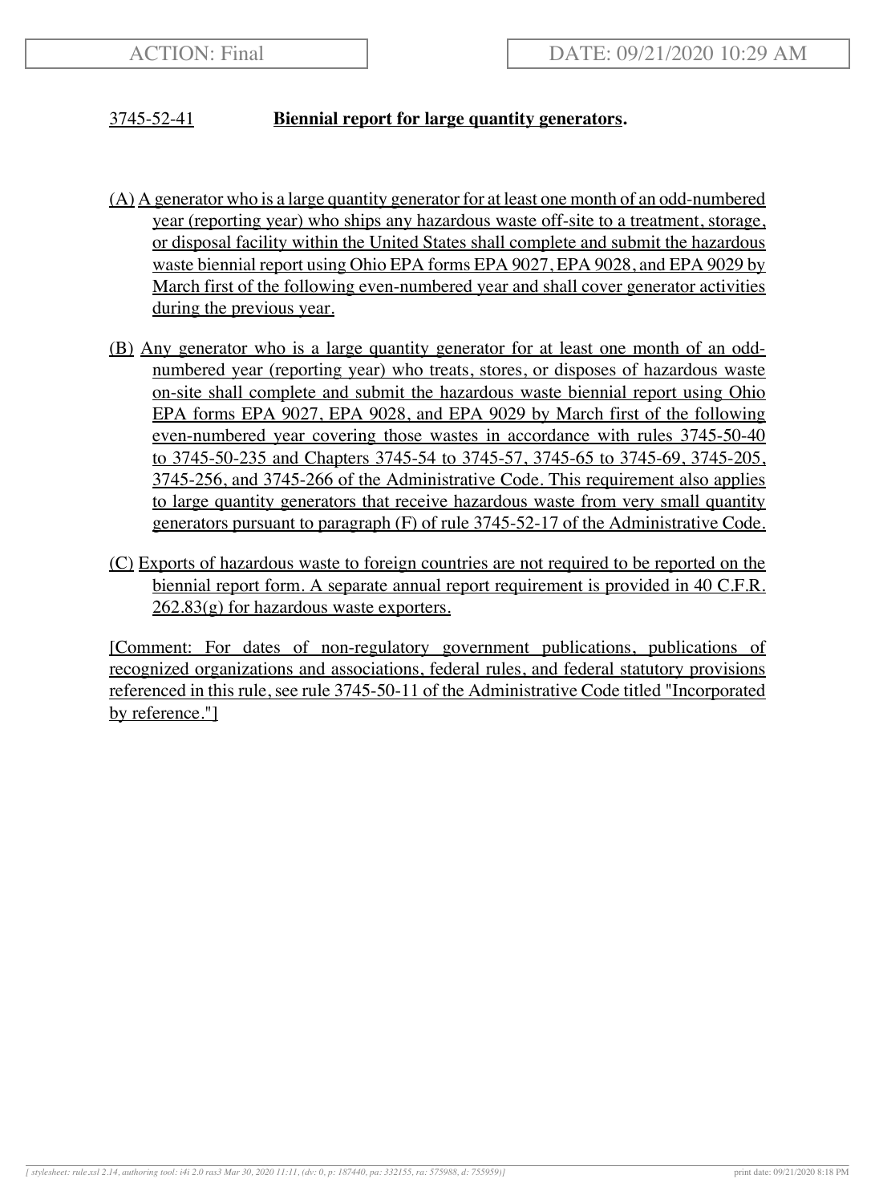## 3745-52-41 **Biennial report for large quantity generators.**

(A) A generator who is a large quantity generator for at least one month of an odd-numbered year (reporting year) who ships any hazardous waste off-site to a treatment, storage, or disposal facility within the United States shall complete and submit the hazardous waste biennial report using Ohio EPA forms EPA 9027, EPA 9028, and EPA 9029 by March first of the following even-numbered year and shall cover generator activities during the previous year.

(B) Any generator who is a large quantity generator for at least one month of an odd-numbered year (reporting year) who treats, stores, or disposes of hazardous waste on-site shall complete and submit the hazardous waste biennial report using Ohio EPA forms EPA 9027, EPA 9028, and EPA 9029 by March first of the following even-numbered year covering those wastes in accordance with rules 3745-50-40 to 3745-50-235 and Chapters 3745-54 to 3745-57, 3745-65 to 3745-69, 3745-205, 3745-256, and 3745-266 of the Administrative Code. This requirement also applies to large quantity generators that receive hazardous waste from very small quantity generators pursuant to paragraph (F) of rule 3745-52-17 of the Administrative Code.

(C) Exports of hazardous waste to foreign countries are not required to be reported on the biennial report form. A separate annual report requirement is provided in 40 C.F.R. 262.83(g) for hazardous waste exporters.

[Comment: For dates of non-regulatory government publications, publications of recognized organizations and associations, federal rules, and federal statutory provisions referenced in this rule, see rule 3745-50-11 of the Administrative Code titled "Incorporated by reference."]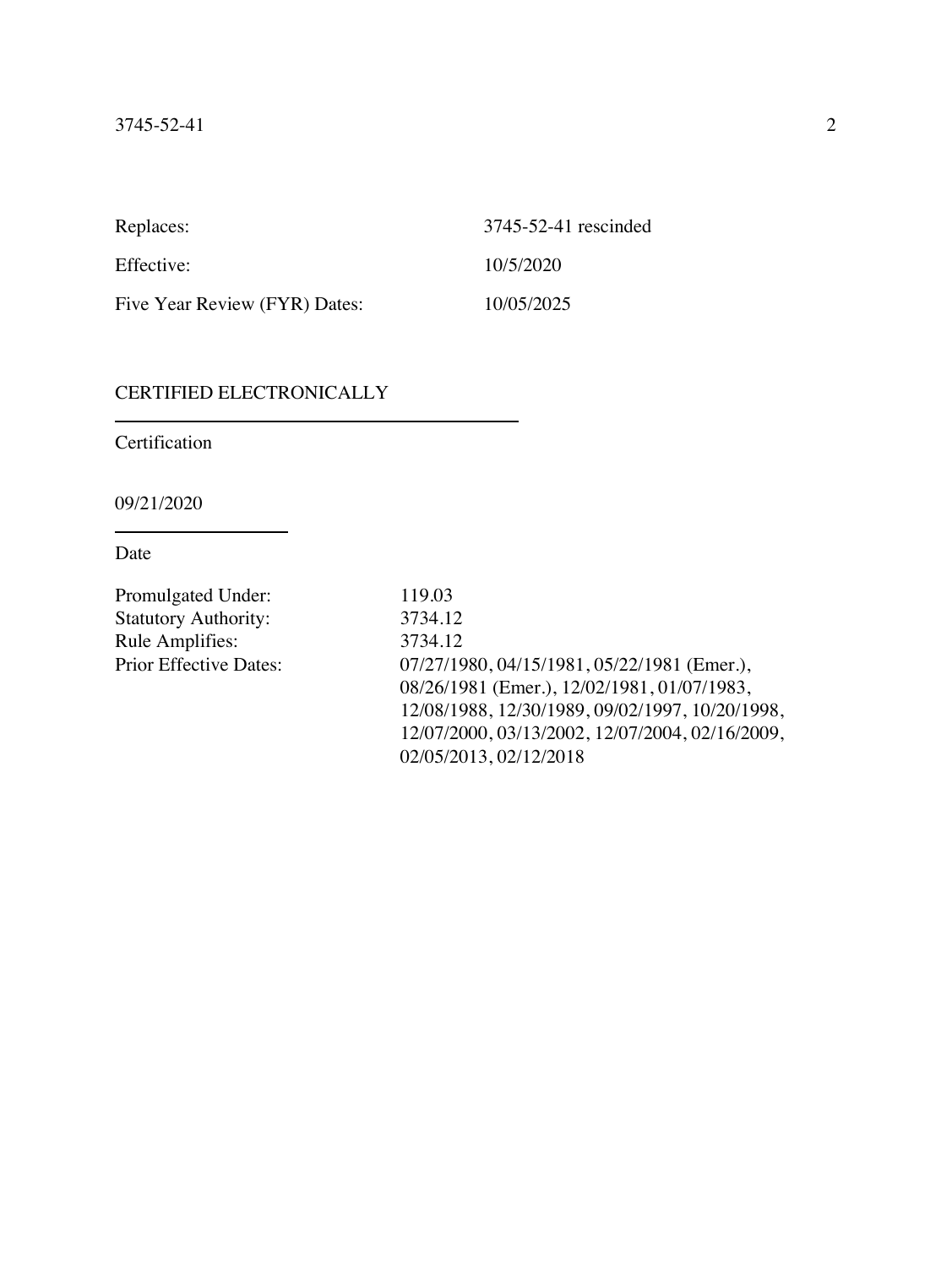| | |
|---|---|
| Replaces: | 3745-52-41 rescinded |
| Effective: | 10/5/2020 |
| Five Year Review (FYR) Dates: | 10/05/2025 |

CERTIFIED ELECTRONICALLY

Certification

09/21/2020

Date

| | |
|---|---|
| Promulgated Under: | 119.03 |
| Statutory Authority: | 3734.12 |
| Rule Amplifies: | 3734.12 |
| Prior Effective Dates: | 07/27/1980, 04/15/1981, 05/22/1981 (Emer.), 08/26/1981 (Emer.), 12/02/1981, 01/07/1983, 12/08/1988, 12/30/1989, 09/02/1997, 10/20/1998, 12/07/2000, 03/13/2002, 12/07/2004, 02/16/2009, 02/05/2013, 02/12/2018 |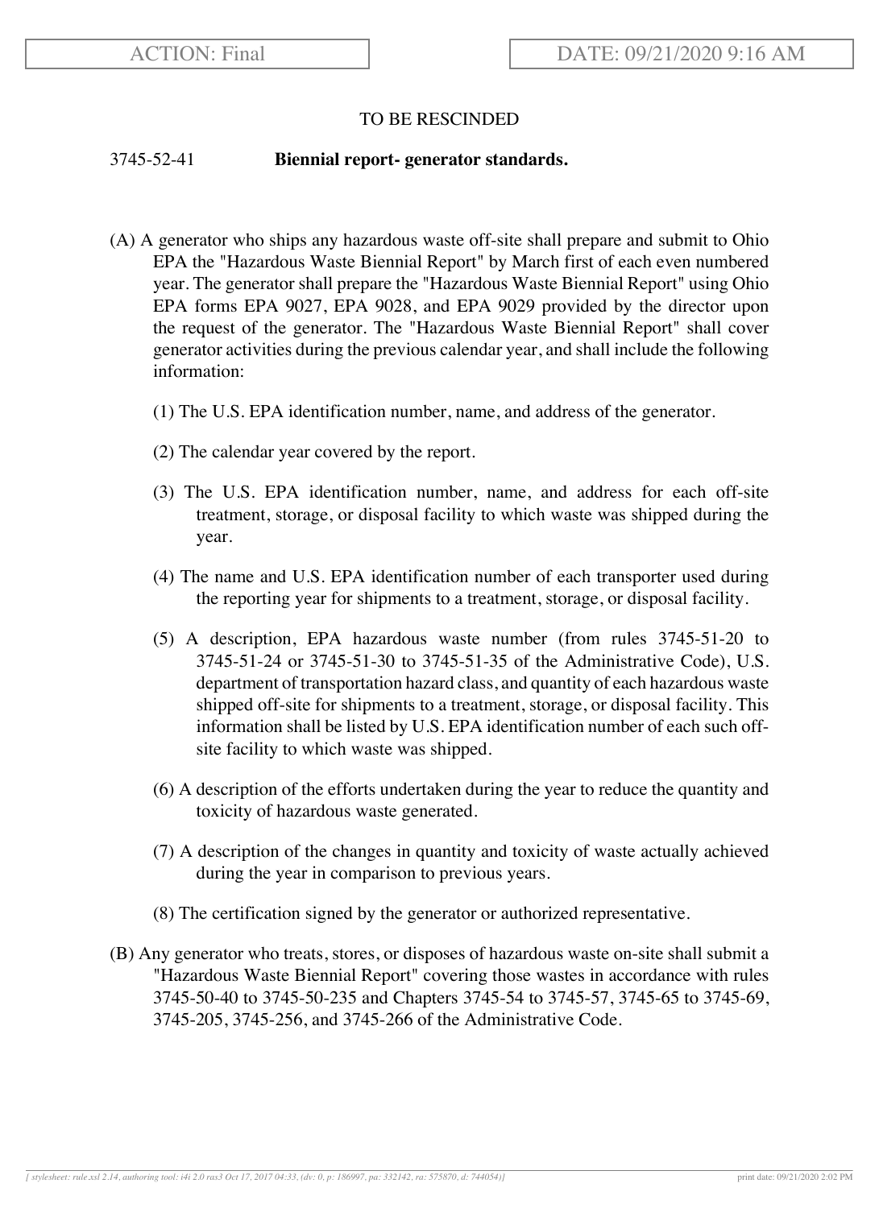TO BE RESCINDED

3745-52-41 **Biennial report- generator standards.**

(A) A generator who ships any hazardous waste off-site shall prepare and submit to Ohio EPA the "Hazardous Waste Biennial Report" by March first of each even numbered year. The generator shall prepare the "Hazardous Waste Biennial Report" using Ohio EPA forms EPA 9027, EPA 9028, and EPA 9029 provided by the director upon the request of the generator. The "Hazardous Waste Biennial Report" shall cover generator activities during the previous calendar year, and shall include the following information:

(1) The U.S. EPA identification number, name, and address of the generator.

(2) The calendar year covered by the report.

(3) The U.S. EPA identification number, name, and address for each off-site treatment, storage, or disposal facility to which waste was shipped during the year.

(4) The name and U.S. EPA identification number of each transporter used during the reporting year for shipments to a treatment, storage, or disposal facility.

(5) A description, EPA hazardous waste number (from rules 3745-51-20 to 3745-51-24 or 3745-51-30 to 3745-51-35 of the Administrative Code), U.S. department of transportation hazard class, and quantity of each hazardous waste shipped off-site for shipments to a treatment, storage, or disposal facility. This information shall be listed by U.S. EPA identification number of each such off-site facility to which waste was shipped.

(6) A description of the efforts undertaken during the year to reduce the quantity and toxicity of hazardous waste generated.

(7) A description of the changes in quantity and toxicity of waste actually achieved during the year in comparison to previous years.

(8) The certification signed by the generator or authorized representative.

(B) Any generator who treats, stores, or disposes of hazardous waste on-site shall submit a "Hazardous Waste Biennial Report" covering those wastes in accordance with rules 3745-50-40 to 3745-50-235 and Chapters 3745-54 to 3745-57, 3745-65 to 3745-69, 3745-205, 3745-256, and 3745-266 of the Administrative Code.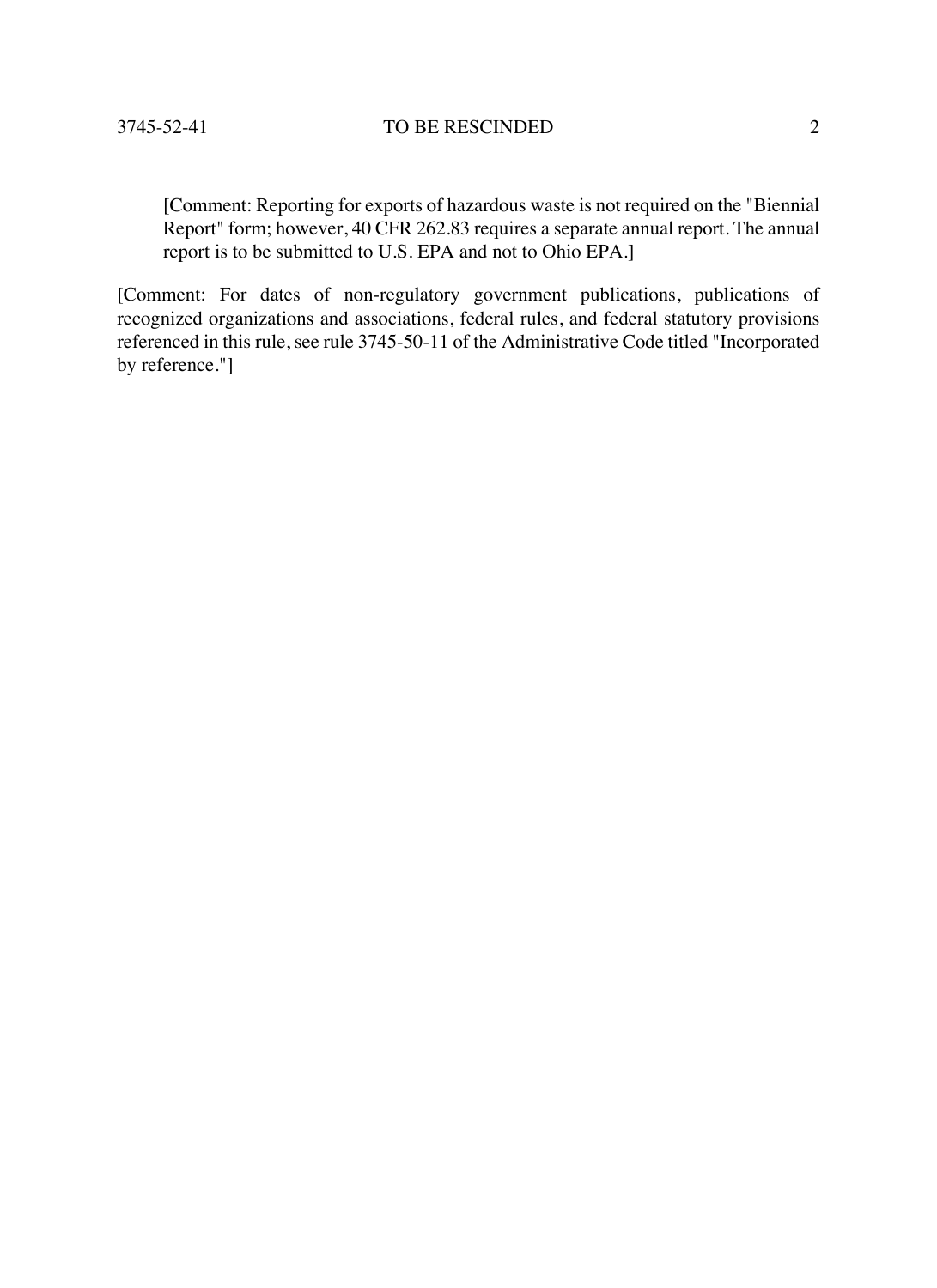[Comment: Reporting for exports of hazardous waste is not required on the "Biennial Report" form; however, 40 CFR 262.83 requires a separate annual report. The annual report is to be submitted to U.S. EPA and not to Ohio EPA.]

[Comment: For dates of non-regulatory government publications, publications of recognized organizations and associations, federal rules, and federal statutory provisions referenced in this rule, see rule 3745-50-11 of the Administrative Code titled "Incorporated by reference."]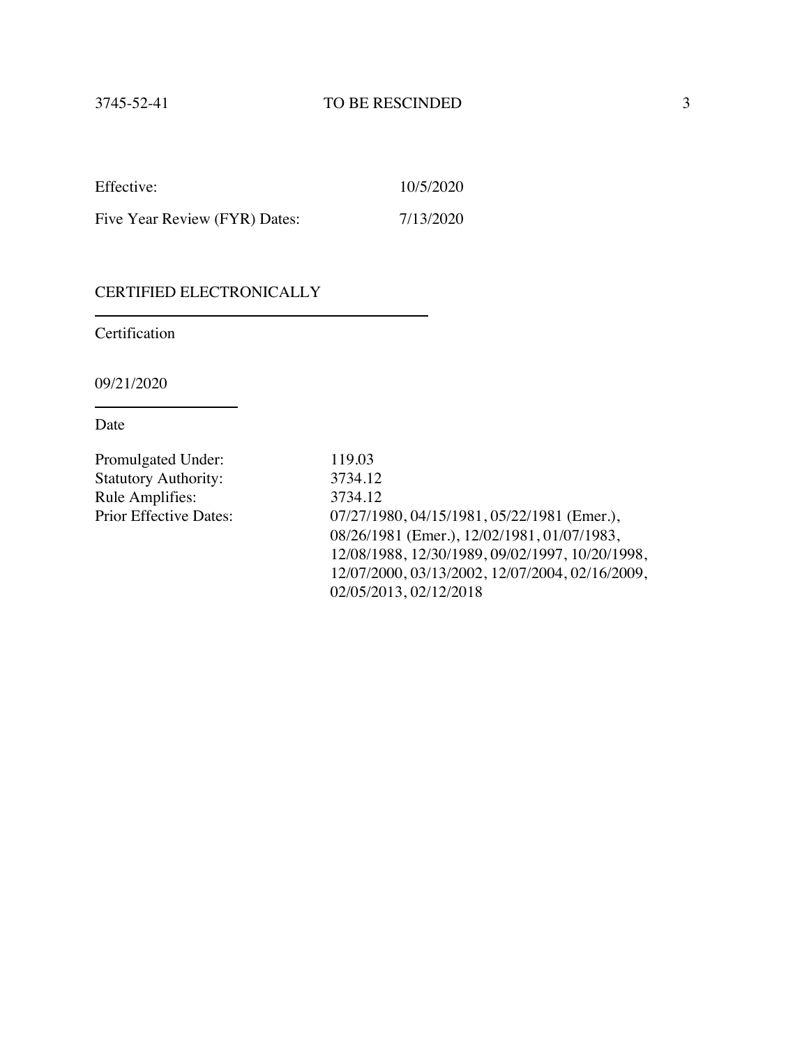Effective: 10/5/2020

Five Year Review (FYR) Dates: 7/13/2020

CERTIFIED ELECTRONICALLY

Certification

09/21/2020

Date

| | |
|---|---|
| Promulgated Under: | 119.03 |
| Statutory Authority: | 3734.12 |
| Rule Amplifies: | 3734.12 |
| Prior Effective Dates: | 07/27/1980, 04/15/1981, 05/22/1981 (Emer.), 08/26/1981 (Emer.), 12/02/1981, 01/07/1983, 12/08/1988, 12/30/1989, 09/02/1997, 10/20/1998, 12/07/2000, 03/13/2002, 12/07/2004, 02/16/2009, 02/05/2013, 02/12/2018 |